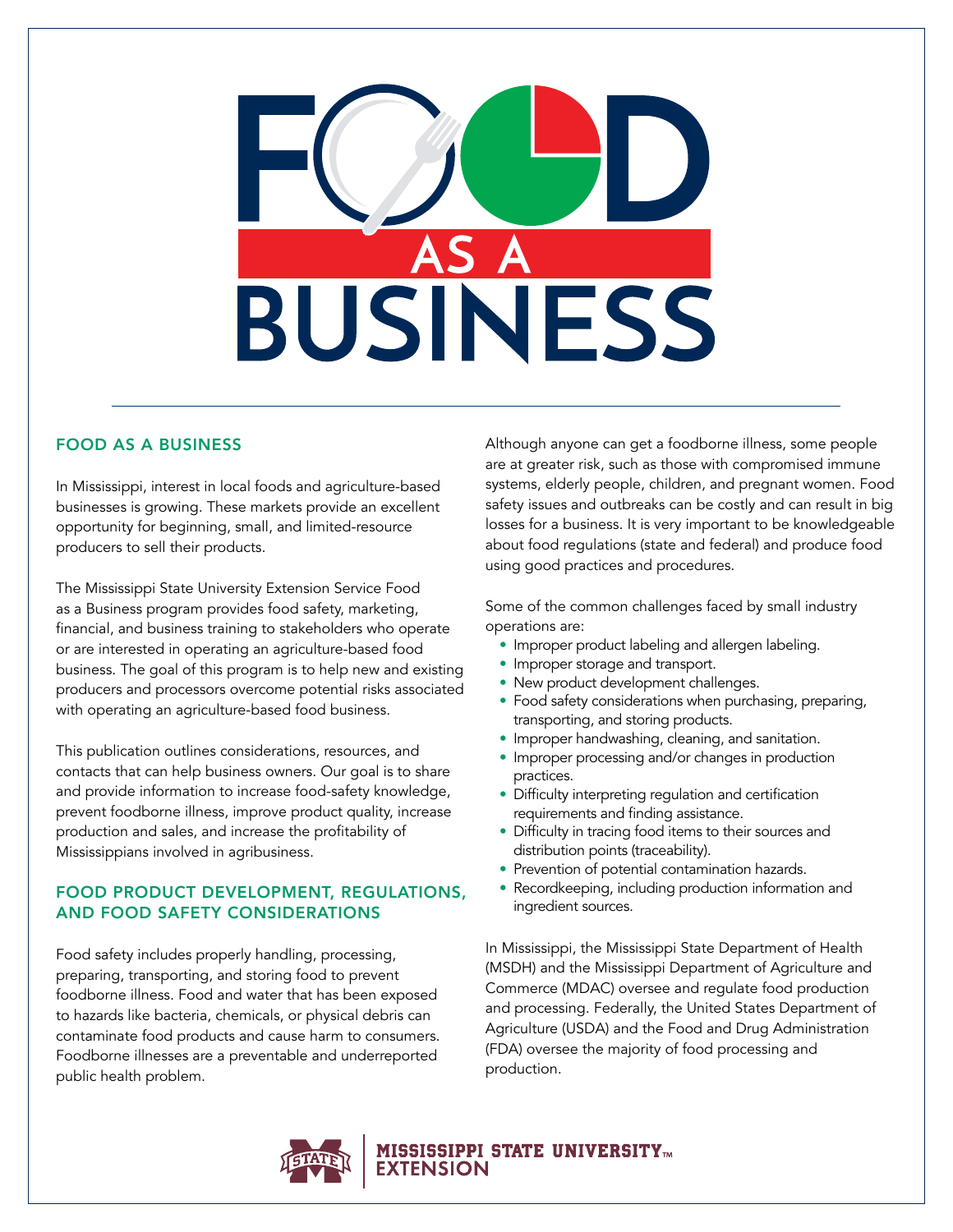# FOOD AS A BUSINESS

## FOOD AS A BUSINESS

In Mississippi, interest in local foods and agriculture-based businesses is growing. These markets provide an excellent opportunity for beginning, small, and limited-resource producers to sell their products.

The Mississippi State University Extension Service Food as a Business program provides food safety, marketing, financial, and business training to stakeholders who operate or are interested in operating an agriculture-based food business. The goal of this program is to help new and existing producers and processors overcome potential risks associated with operating an agriculture-based food business.

This publication outlines considerations, resources, and contacts that can help business owners. Our goal is to share and provide information to increase food-safety knowledge, prevent foodborne illness, improve product quality, increase production and sales, and increase the profitability of Mississippians involved in agribusiness.

## FOOD PRODUCT DEVELOPMENT, REGULATIONS, AND FOOD SAFETY CONSIDERATIONS

Food safety includes properly handling, processing, preparing, transporting, and storing food to prevent foodborne illness. Food and water that has been exposed to hazards like bacteria, chemicals, or physical debris can contaminate food products and cause harm to consumers. Foodborne illnesses are a preventable and underreported public health problem.

Although anyone can get a foodborne illness, some people are at greater risk, such as those with compromised immune systems, elderly people, children, and pregnant women. Food safety issues and outbreaks can be costly and can result in big losses for a business. It is very important to be knowledgeable about food regulations (state and federal) and produce food using good practices and procedures.

Some of the common challenges faced by small industry operations are:

- Improper product labeling and allergen labeling.
- Improper storage and transport.
- New product development challenges.
- Food safety considerations when purchasing, preparing, transporting, and storing products.
- Improper handwashing, cleaning, and sanitation.
- Improper processing and/or changes in production practices.
- Difficulty interpreting regulation and certification requirements and finding assistance.
- Difficulty in tracing food items to their sources and distribution points (traceability).
- Prevention of potential contamination hazards.
- Recordkeeping, including production information and ingredient sources.

In Mississippi, the Mississippi State Department of Health (MSDH) and the Mississippi Department of Agriculture and Commerce (MDAC) oversee and regulate food production and processing. Federally, the United States Department of Agriculture (USDA) and the Food and Drug Administration (FDA) oversee the majority of food processing and production.

MISSISSIPPI STATE UNIVERSITY™ EXTENSION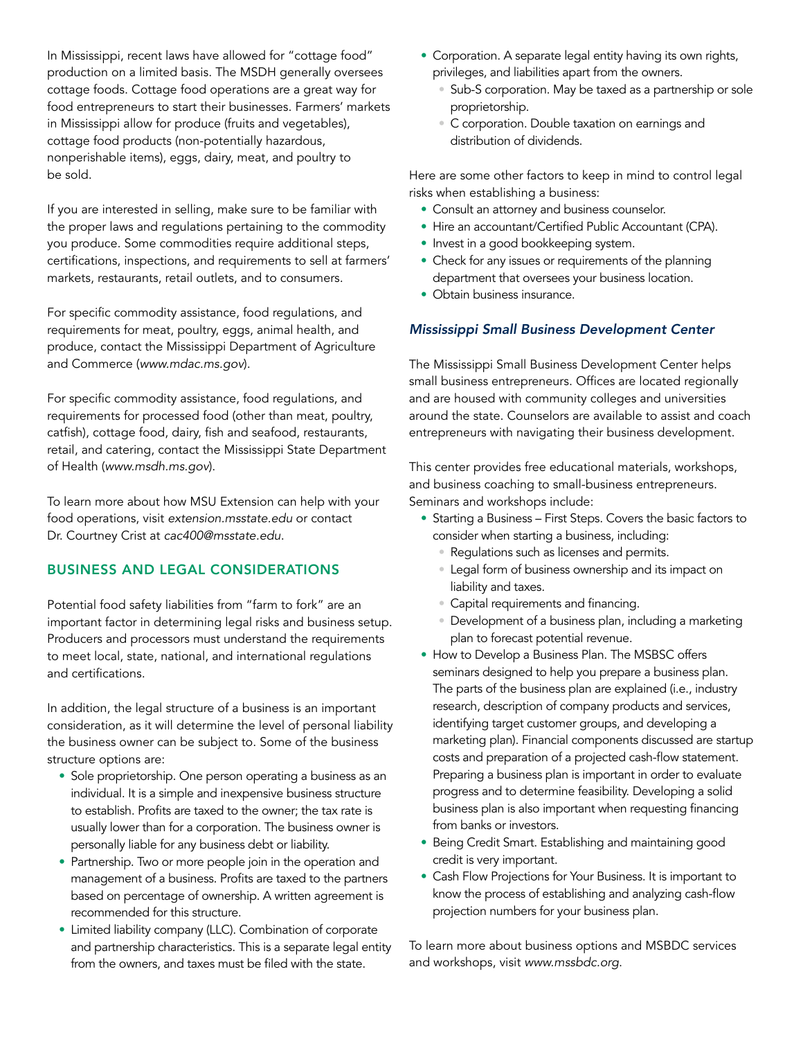In Mississippi, recent laws have allowed for "cottage food" production on a limited basis. The MSDH generally oversees cottage foods. Cottage food operations are a great way for food entrepreneurs to start their businesses. Farmers' markets in Mississippi allow for produce (fruits and vegetables), cottage food products (non-potentially hazardous, nonperishable items), eggs, dairy, meat, and poultry to be sold.

If you are interested in selling, make sure to be familiar with the proper laws and regulations pertaining to the commodity you produce. Some commodities require additional steps, certifications, inspections, and requirements to sell at farmers' markets, restaurants, retail outlets, and to consumers.

For specific commodity assistance, food regulations, and requirements for meat, poultry, eggs, animal health, and produce, contact the Mississippi Department of Agriculture and Commerce (*www.mdac.ms.gov*).

For specific commodity assistance, food regulations, and requirements for processed food (other than meat, poultry, catfish), cottage food, dairy, fish and seafood, restaurants, retail, and catering, contact the Mississippi State Department of Health (*www.msdh.ms.gov*).

To learn more about how MSU Extension can help with your food operations, visit *extension.msstate.edu* or contact Dr. Courtney Crist at *cac400@msstate.edu*.

## BUSINESS AND LEGAL CONSIDERATIONS

Potential food safety liabilities from "farm to fork" are an important factor in determining legal risks and business setup. Producers and processors must understand the requirements to meet local, state, national, and international regulations and certifications.

In addition, the legal structure of a business is an important consideration, as it will determine the level of personal liability the business owner can be subject to. Some of the business structure options are:

- Sole proprietorship. One person operating a business as an individual. It is a simple and inexpensive business structure to establish. Profits are taxed to the owner; the tax rate is usually lower than for a corporation. The business owner is personally liable for any business debt or liability.
- Partnership. Two or more people join in the operation and management of a business. Profits are taxed to the partners based on percentage of ownership. A written agreement is recommended for this structure.
- Limited liability company (LLC). Combination of corporate and partnership characteristics. This is a separate legal entity from the owners, and taxes must be filed with the state.
- Corporation. A separate legal entity having its own rights, privileges, and liabilities apart from the owners.
  - Sub-S corporation. May be taxed as a partnership or sole proprietorship.
  - C corporation. Double taxation on earnings and distribution of dividends.

Here are some other factors to keep in mind to control legal risks when establishing a business:

- Consult an attorney and business counselor.
- Hire an accountant/Certified Public Accountant (CPA).
- Invest in a good bookkeeping system.
- Check for any issues or requirements of the planning department that oversees your business location.
- Obtain business insurance.

### *Mississippi Small Business Development Center*

The Mississippi Small Business Development Center helps small business entrepreneurs. Offices are located regionally and are housed with community colleges and universities around the state. Counselors are available to assist and coach entrepreneurs with navigating their business development.

This center provides free educational materials, workshops, and business coaching to small-business entrepreneurs. Seminars and workshops include:

- Starting a Business – First Steps. Covers the basic factors to consider when starting a business, including:
  - Regulations such as licenses and permits.
  - Legal form of business ownership and its impact on liability and taxes.
  - Capital requirements and financing.
  - Development of a business plan, including a marketing plan to forecast potential revenue.
- How to Develop a Business Plan. The MSBSC offers seminars designed to help you prepare a business plan. The parts of the business plan are explained (i.e., industry research, description of company products and services, identifying target customer groups, and developing a marketing plan). Financial components discussed are startup costs and preparation of a projected cash-flow statement. Preparing a business plan is important in order to evaluate progress and to determine feasibility. Developing a solid business plan is also important when requesting financing from banks or investors.
- Being Credit Smart. Establishing and maintaining good credit is very important.
- Cash Flow Projections for Your Business. It is important to know the process of establishing and analyzing cash-flow projection numbers for your business plan.

To learn more about business options and MSBDC services and workshops, visit *www.mssbdc.org*.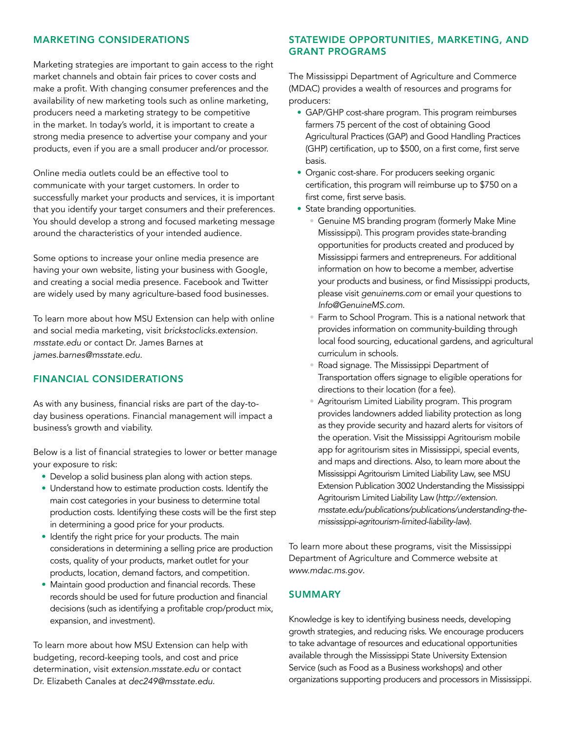## MARKETING CONSIDERATIONS

Marketing strategies are important to gain access to the right market channels and obtain fair prices to cover costs and make a profit. With changing consumer preferences and the availability of new marketing tools such as online marketing, producers need a marketing strategy to be competitive in the market. In today's world, it is important to create a strong media presence to advertise your company and your products, even if you are a small producer and/or processor.

Online media outlets could be an effective tool to communicate with your target customers. In order to successfully market your products and services, it is important that you identify your target consumers and their preferences. You should develop a strong and focused marketing message around the characteristics of your intended audience.

Some options to increase your online media presence are having your own website, listing your business with Google, and creating a social media presence. Facebook and Twitter are widely used by many agriculture-based food businesses.

To learn more about how MSU Extension can help with online and social media marketing, visit *brickstoclicks.extension.msstate.edu* or contact Dr. James Barnes at *james.barnes@msstate.edu*.

## FINANCIAL CONSIDERATIONS

As with any business, financial risks are part of the day-to-day business operations. Financial management will impact a business's growth and viability.

Below is a list of financial strategies to lower or better manage your exposure to risk:

- Develop a solid business plan along with action steps.
- Understand how to estimate production costs. Identify the main cost categories in your business to determine total production costs. Identifying these costs will be the first step in determining a good price for your products.
- Identify the right price for your products. The main considerations in determining a selling price are production costs, quality of your products, market outlet for your products, location, demand factors, and competition.
- Maintain good production and financial records. These records should be used for future production and financial decisions (such as identifying a profitable crop/product mix, expansion, and investment).

To learn more about how MSU Extension can help with budgeting, record-keeping tools, and cost and price determination, visit *extension.msstate.edu* or contact Dr. Elizabeth Canales at *dec249@msstate.edu*.

## STATEWIDE OPPORTUNITIES, MARKETING, AND GRANT PROGRAMS

The Mississippi Department of Agriculture and Commerce (MDAC) provides a wealth of resources and programs for producers:

- GAP/GHP cost-share program. This program reimburses farmers 75 percent of the cost of obtaining Good Agricultural Practices (GAP) and Good Handling Practices (GHP) certification, up to $500, on a first come, first serve basis.
- Organic cost-share. For producers seeking organic certification, this program will reimburse up to $750 on a first come, first serve basis.
- State branding opportunities.
  - Genuine MS branding program (formerly Make Mine Mississippi). This program provides state-branding opportunities for products created and produced by Mississippi farmers and entrepreneurs. For additional information on how to become a member, advertise your products and business, or find Mississippi products, please visit *genuinems.com* or email your questions to *Info@GenuineMS.com*.
  - Farm to School Program. This is a national network that provides information on community-building through local food sourcing, educational gardens, and agricultural curriculum in schools.
  - Road signage. The Mississippi Department of Transportation offers signage to eligible operations for directions to their location (for a fee).
  - Agritourism Limited Liability program. This program provides landowners added liability protection as long as they provide security and hazard alerts for visitors of the operation. Visit the Mississippi Agritourism mobile app for agritourism sites in Mississippi, special events, and maps and directions. Also, to learn more about the Mississippi Agritourism Limited Liability Law, see MSU Extension Publication 3002 Understanding the Mississippi Agritourism Limited Liability Law (*http://extension.msstate.edu/publications/publications/understanding-the-mississippi-agritourism-limited-liability-law*).

To learn more about these programs, visit the Mississippi Department of Agriculture and Commerce website at *www.mdac.ms.gov*.

## SUMMARY

Knowledge is key to identifying business needs, developing growth strategies, and reducing risks. We encourage producers to take advantage of resources and educational opportunities available through the Mississippi State University Extension Service (such as Food as a Business workshops) and other organizations supporting producers and processors in Mississippi.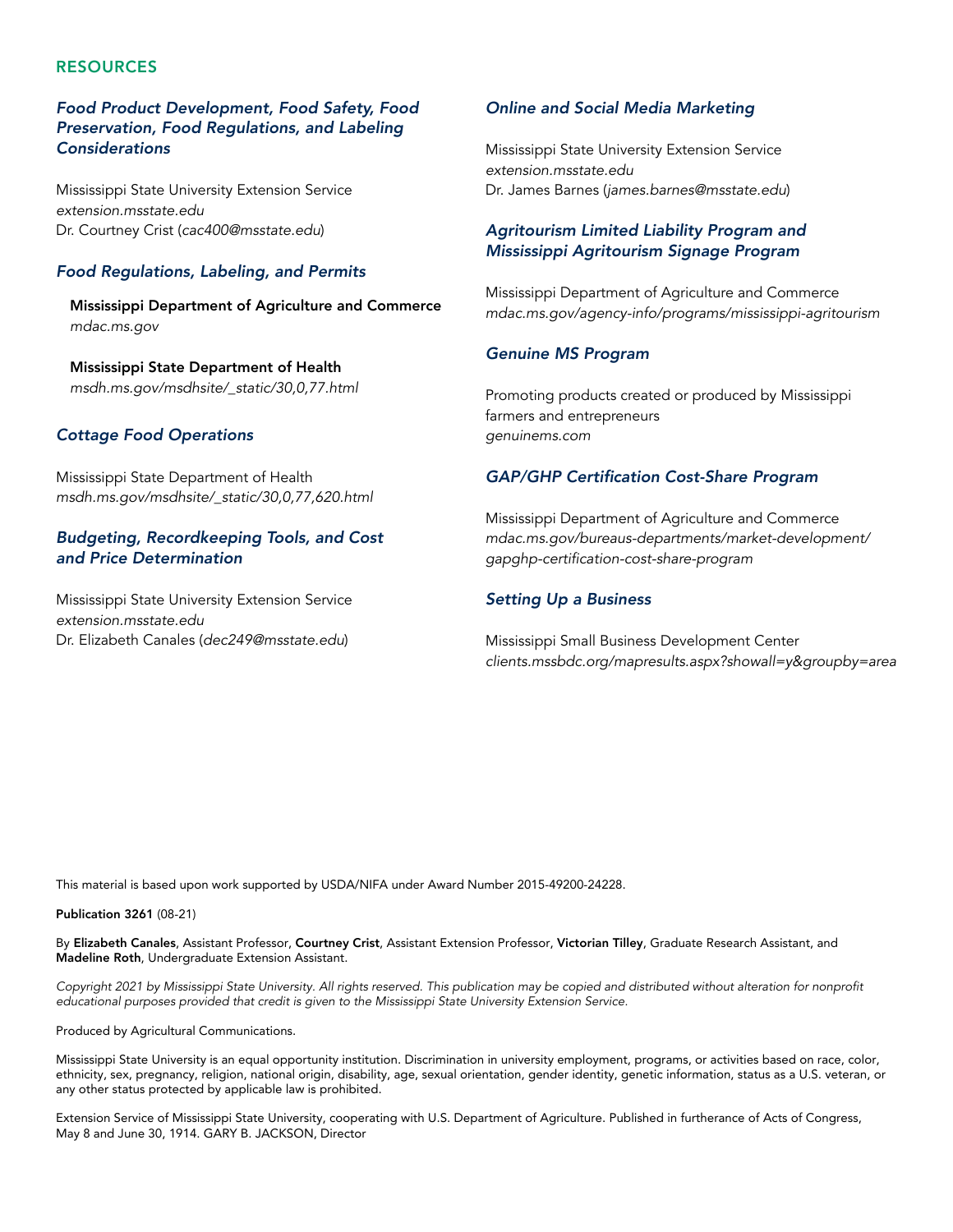## RESOURCES

### *Food Product Development, Food Safety, Food Preservation, Food Regulations, and Labeling Considerations*

Mississippi State University Extension Service
*extension.msstate.edu*
Dr. Courtney Crist (*cac400@msstate.edu*)

### *Food Regulations, Labeling, and Permits*

**Mississippi Department of Agriculture and Commerce**
*mdac.ms.gov*

**Mississippi State Department of Health**
*msdh.ms.gov/msdhsite/_static/30,0,77.html*

### *Cottage Food Operations*

Mississippi State Department of Health
*msdh.ms.gov/msdhsite/_static/30,0,77,620.html*

### *Budgeting, Recordkeeping Tools, and Cost and Price Determination*

Mississippi State University Extension Service
*extension.msstate.edu*
Dr. Elizabeth Canales (*dec249@msstate.edu*)

### *Online and Social Media Marketing*

Mississippi State University Extension Service
*extension.msstate.edu*
Dr. James Barnes (*james.barnes@msstate.edu*)

### *Agritourism Limited Liability Program and Mississippi Agritourism Signage Program*

Mississippi Department of Agriculture and Commerce
*mdac.ms.gov/agency-info/programs/mississippi-agritourism*

### *Genuine MS Program*

Promoting products created or produced by Mississippi farmers and entrepreneurs
*genuinems.com*

### *GAP/GHP Certification Cost-Share Program*

Mississippi Department of Agriculture and Commerce
*mdac.ms.gov/bureaus-departments/market-development/gapghp-certification-cost-share-program*

### *Setting Up a Business*

Mississippi Small Business Development Center
*clients.mssbdc.org/mapresults.aspx?showall=y&groupby=area*

This material is based upon work supported by USDA/NIFA under Award Number 2015-49200-24228.

**Publication 3261** (08-21)

By **Elizabeth Canales**, Assistant Professor, **Courtney Crist**, Assistant Extension Professor, **Victorian Tilley**, Graduate Research Assistant, and **Madeline Roth**, Undergraduate Extension Assistant.

*Copyright 2021 by Mississippi State University. All rights reserved. This publication may be copied and distributed without alteration for nonprofit educational purposes provided that credit is given to the Mississippi State University Extension Service.*

Produced by Agricultural Communications.

Mississippi State University is an equal opportunity institution. Discrimination in university employment, programs, or activities based on race, color, ethnicity, sex, pregnancy, religion, national origin, disability, age, sexual orientation, gender identity, genetic information, status as a U.S. veteran, or any other status protected by applicable law is prohibited.

Extension Service of Mississippi State University, cooperating with U.S. Department of Agriculture. Published in furtherance of Acts of Congress, May 8 and June 30, 1914. GARY B. JACKSON, Director